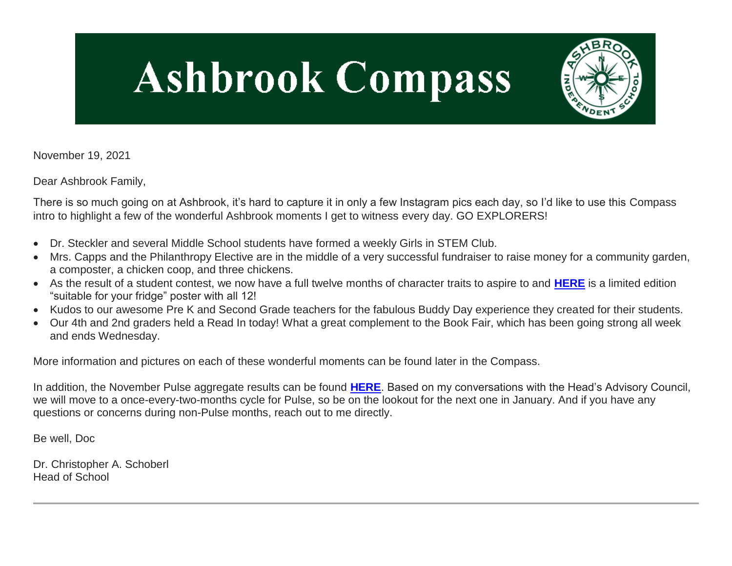# Ashbrook Compass

November 19, 2021

Dear Ashbrook Family,

There is so much going on at Ashbrook, it's hard to capture it in only a few Instagram pics each day, so I'd like to use this Compass intro to highlight a few of the wonderful Ashbrook moments I get to witness every day. GO EXPLORERS!

- Dr. Steckler and several Middle School students have formed a weekly Girls in STEM Club.
- Mrs. Capps and the Philanthropy Elective are in the middle of a very successful fundraiser to raise money for a community garden, a composter, a chicken coop, and three chickens.
- As the result of a student contest, we now have a full twelve months of character traits to aspire to and **HERE** is a limited edition "suitable for your fridge" poster with all 12!
- Kudos to our awesome Pre K and Second Grade teachers for the fabulous Buddy Day experience they created for their students.
- Our 4th and 2nd graders held a Read In today! What a great complement to the Book Fair, which has been going strong all week and ends Wednesday.

More information and pictures on each of these wonderful moments can be found later in the Compass.

In addition, the November Pulse aggregate results can be found **HERE**. Based on my conversations with the Head's Advisory Council, we will move to a once-every-two-months cycle for Pulse, so be on the lookout for the next one in January. And if you have any questions or concerns during non-Pulse months, reach out to me directly.

Be well, Doc

Dr. Christopher A. Schoberl
Head of School

---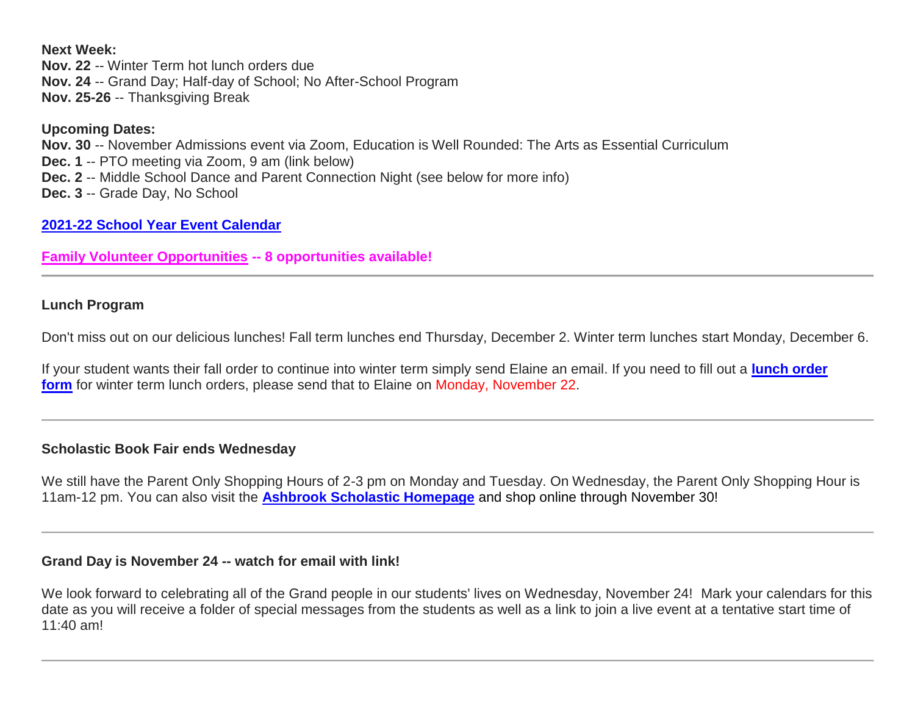**Next Week:**
**Nov. 22** -- Winter Term hot lunch orders due
**Nov. 24** -- Grand Day; Half-day of School; No After-School Program
**Nov. 25-26** -- Thanksgiving Break

**Upcoming Dates:**
**Nov. 30** -- November Admissions event via Zoom, Education is Well Rounded: The Arts as Essential Curriculum
**Dec. 1** -- PTO meeting via Zoom, 9 am (link below)
**Dec. 2** -- Middle School Dance and Parent Connection Night (see below for more info)
**Dec. 3** -- Grade Day, No School

**2021-22 School Year Event Calendar**

**Family Volunteer Opportunities -- 8 opportunities available!**

---

**Lunch Program**

Don't miss out on our delicious lunches! Fall term lunches end Thursday, December 2. Winter term lunches start Monday, December 6.

If your student wants their fall order to continue into winter term simply send Elaine an email. If you need to fill out a **lunch order form** for winter term lunch orders, please send that to Elaine on Monday, November 22.

---

**Scholastic Book Fair ends Wednesday**

We still have the Parent Only Shopping Hours of 2-3 pm on Monday and Tuesday. On Wednesday, the Parent Only Shopping Hour is 11am-12 pm. You can also visit the **Ashbrook Scholastic Homepage** and shop online through November 30!

---

**Grand Day is November 24 -- watch for email with link!**

We look forward to celebrating all of the Grand people in our students' lives on Wednesday, November 24! Mark your calendars for this date as you will receive a folder of special messages from the students as well as a link to join a live event at a tentative start time of 11:40 am!

---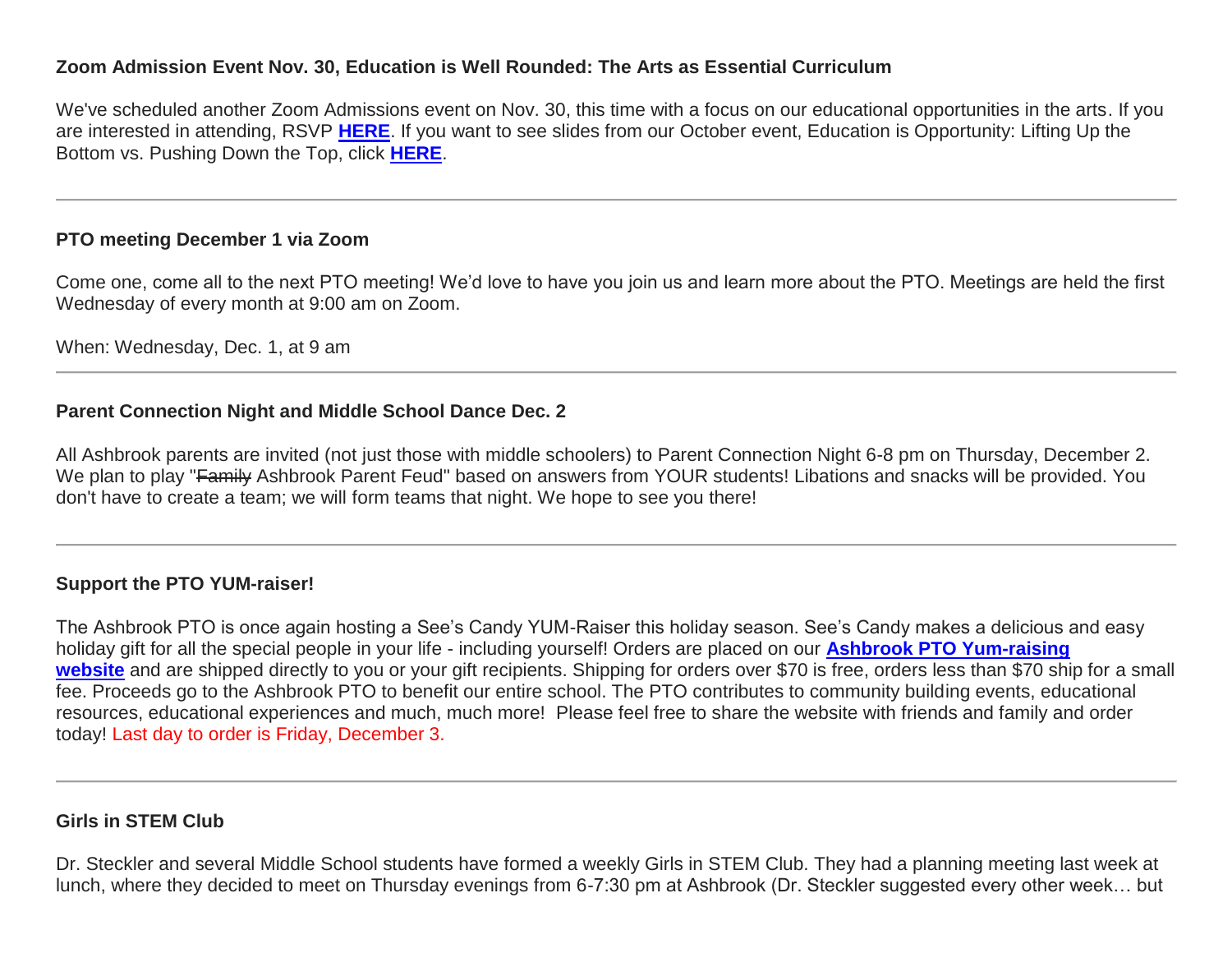**Zoom Admission Event Nov. 30, Education is Well Rounded: The Arts as Essential Curriculum**

We've scheduled another Zoom Admissions event on Nov. 30, this time with a focus on our educational opportunities in the arts. If you are interested in attending, RSVP **HERE**. If you want to see slides from our October event, Education is Opportunity: Lifting Up the Bottom vs. Pushing Down the Top, click **HERE**.

---

**PTO meeting December 1 via Zoom**

Come one, come all to the next PTO meeting! We'd love to have you join us and learn more about the PTO. Meetings are held the first Wednesday of every month at 9:00 am on Zoom.

When: Wednesday, Dec. 1, at 9 am

---

**Parent Connection Night and Middle School Dance Dec. 2**

All Ashbrook parents are invited (not just those with middle schoolers) to Parent Connection Night 6-8 pm on Thursday, December 2. We plan to play "~~Family~~ Ashbrook Parent Feud" based on answers from YOUR students! Libations and snacks will be provided. You don't have to create a team; we will form teams that night. We hope to see you there!

---

**Support the PTO YUM-raiser!**

The Ashbrook PTO is once again hosting a See's Candy YUM-Raiser this holiday season. See's Candy makes a delicious and easy holiday gift for all the special people in your life - including yourself! Orders are placed on our **Ashbrook PTO Yum-raising website** and are shipped directly to you or your gift recipients. Shipping for orders over $70 is free, orders less than $70 ship for a small fee. Proceeds go to the Ashbrook PTO to benefit our entire school. The PTO contributes to community building events, educational resources, educational experiences and much, much more! Please feel free to share the website with friends and family and order today! Last day to order is Friday, December 3.

---

**Girls in STEM Club**

Dr. Steckler and several Middle School students have formed a weekly Girls in STEM Club. They had a planning meeting last week at lunch, where they decided to meet on Thursday evenings from 6-7:30 pm at Ashbrook (Dr. Steckler suggested every other week… but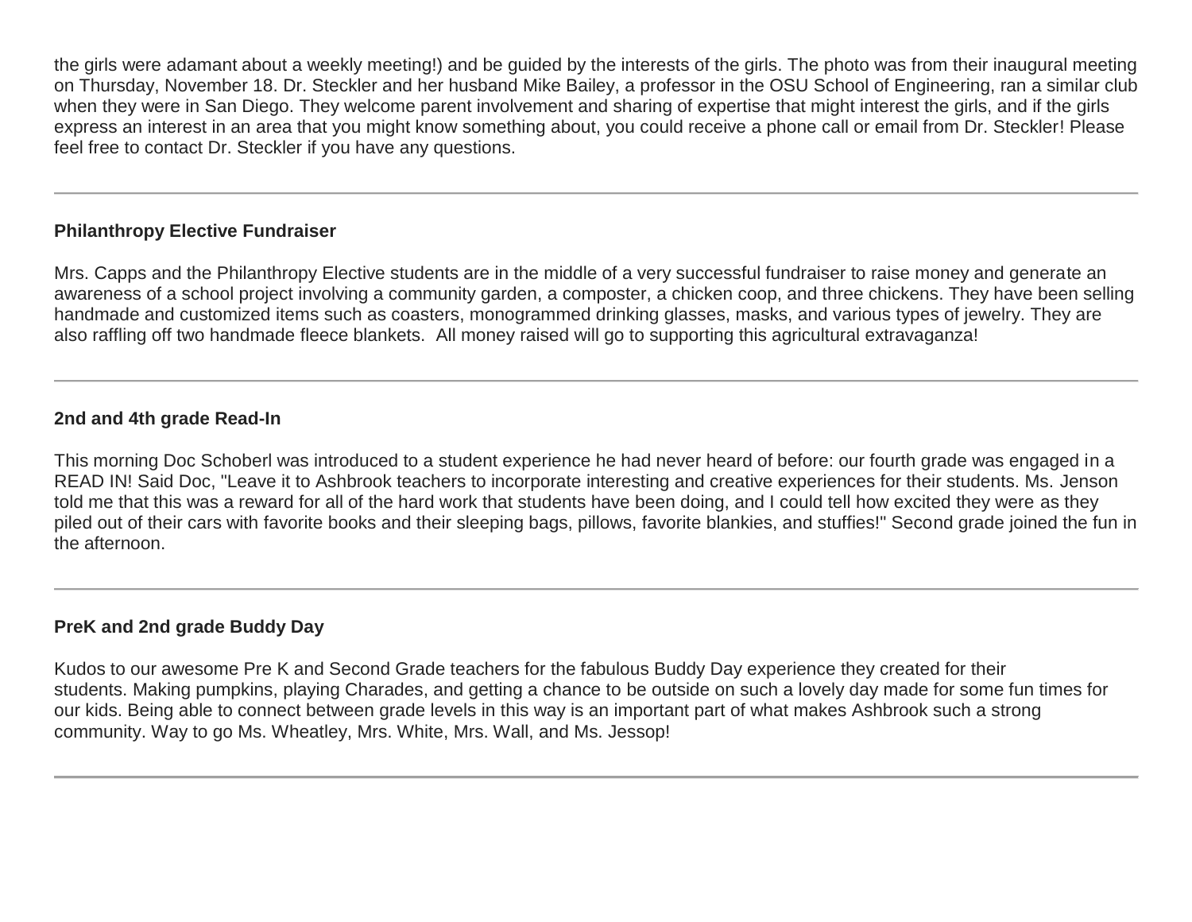the girls were adamant about a weekly meeting!) and be guided by the interests of the girls. The photo was from their inaugural meeting on Thursday, November 18. Dr. Steckler and her husband Mike Bailey, a professor in the OSU School of Engineering, ran a similar club when they were in San Diego. They welcome parent involvement and sharing of expertise that might interest the girls, and if the girls express an interest in an area that you might know something about, you could receive a phone call or email from Dr. Steckler! Please feel free to contact Dr. Steckler if you have any questions.

---

**Philanthropy Elective Fundraiser**

Mrs. Capps and the Philanthropy Elective students are in the middle of a very successful fundraiser to raise money and generate an awareness of a school project involving a community garden, a composter, a chicken coop, and three chickens. They have been selling handmade and customized items such as coasters, monogrammed drinking glasses, masks, and various types of jewelry. They are also raffling off two handmade fleece blankets. All money raised will go to supporting this agricultural extravaganza!

---

**2nd and 4th grade Read-In**

This morning Doc Schoberl was introduced to a student experience he had never heard of before: our fourth grade was engaged in a READ IN! Said Doc, "Leave it to Ashbrook teachers to incorporate interesting and creative experiences for their students. Ms. Jenson told me that this was a reward for all of the hard work that students have been doing, and I could tell how excited they were as they piled out of their cars with favorite books and their sleeping bags, pillows, favorite blankies, and stuffies!" Second grade joined the fun in the afternoon.

---

**PreK and 2nd grade Buddy Day**

Kudos to our awesome Pre K and Second Grade teachers for the fabulous Buddy Day experience they created for their students. Making pumpkins, playing Charades, and getting a chance to be outside on such a lovely day made for some fun times for our kids. Being able to connect between grade levels in this way is an important part of what makes Ashbrook such a strong community. Way to go Ms. Wheatley, Mrs. White, Mrs. Wall, and Ms. Jessop!

---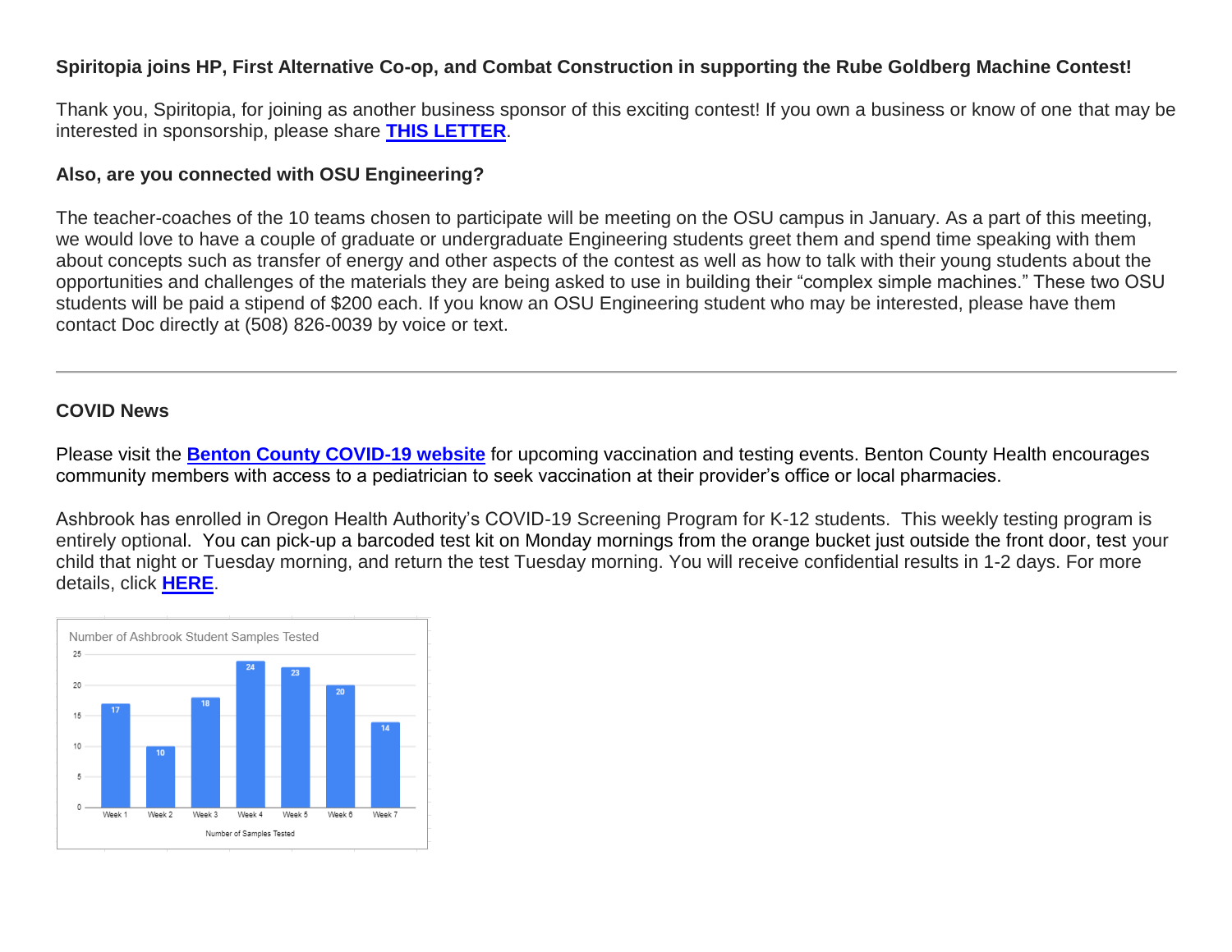**Spiritopia joins HP, First Alternative Co-op, and Combat Construction in supporting the Rube Goldberg Machine Contest!**

Thank you, Spiritopia, for joining as another business sponsor of this exciting contest! If you own a business or know of one that may be interested in sponsorship, please share **THIS LETTER**.

**Also, are you connected with OSU Engineering?**

The teacher-coaches of the 10 teams chosen to participate will be meeting on the OSU campus in January. As a part of this meeting, we would love to have a couple of graduate or undergraduate Engineering students greet them and spend time speaking with them about concepts such as transfer of energy and other aspects of the contest as well as how to talk with their young students about the opportunities and challenges of the materials they are being asked to use in building their "complex simple machines." These two OSU students will be paid a stipend of $200 each. If you know an OSU Engineering student who may be interested, please have them contact Doc directly at (508) 826-0039 by voice or text.

---

**COVID News**

Please visit the **Benton County COVID-19 website** for upcoming vaccination and testing events. Benton County Health encourages community members with access to a pediatrician to seek vaccination at their provider's office or local pharmacies.

Ashbrook has enrolled in Oregon Health Authority's COVID-19 Screening Program for K-12 students. This weekly testing program is entirely optional. You can pick-up a barcoded test kit on Monday mornings from the orange bucket just outside the front door, test your child that night or Tuesday morning, and return the test Tuesday morning. You will receive confidential results in 1-2 days. For more details, click **HERE**.

Number of Ashbrook Student Samples Tested

25
20
15
10
5
0

17
10
18
24
23
20
14

Week 1
Week 2
Week 3
Week 4
Week 5
Week 6
Week 7

Number of Samples Tested